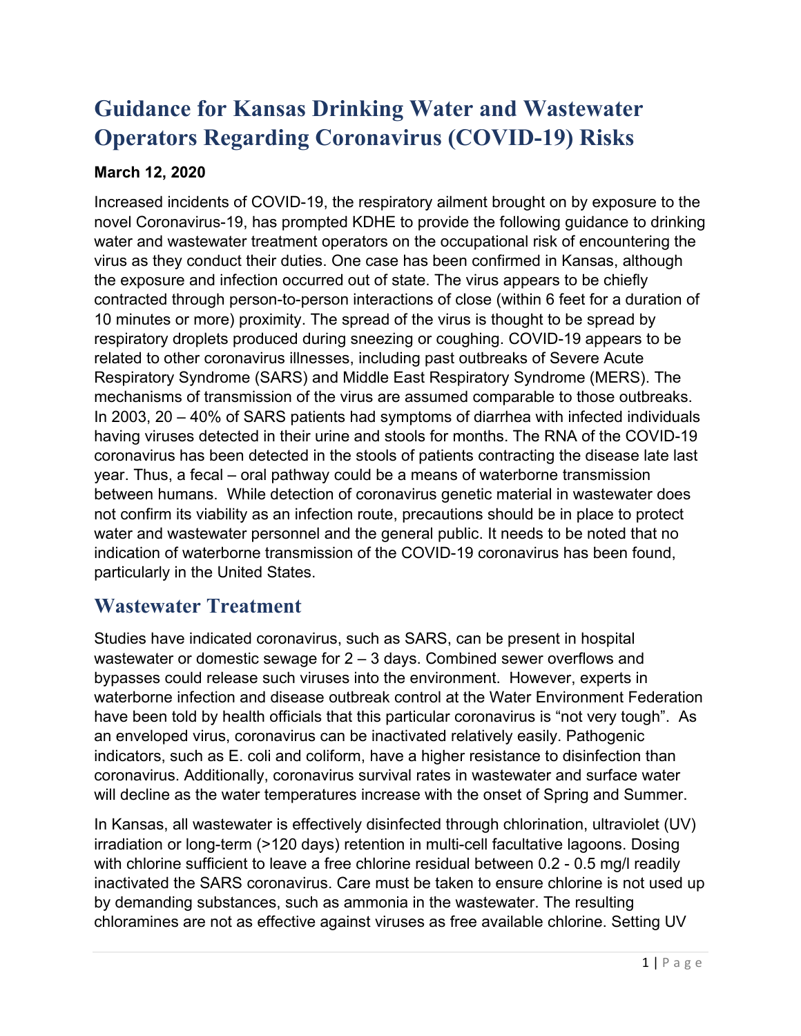# Guidance for Kansas Drinking Water and Wastewater Operators Regarding Coronavirus (COVID-19) Risks

**March 12, 2020**

Increased incidents of COVID-19, the respiratory ailment brought on by exposure to the novel Coronavirus-19, has prompted KDHE to provide the following guidance to drinking water and wastewater treatment operators on the occupational risk of encountering the virus as they conduct their duties. One case has been confirmed in Kansas, although the exposure and infection occurred out of state. The virus appears to be chiefly contracted through person-to-person interactions of close (within 6 feet for a duration of 10 minutes or more) proximity. The spread of the virus is thought to be spread by respiratory droplets produced during sneezing or coughing. COVID-19 appears to be related to other coronavirus illnesses, including past outbreaks of Severe Acute Respiratory Syndrome (SARS) and Middle East Respiratory Syndrome (MERS). The mechanisms of transmission of the virus are assumed comparable to those outbreaks. In 2003, 20 – 40% of SARS patients had symptoms of diarrhea with infected individuals having viruses detected in their urine and stools for months. The RNA of the COVID-19 coronavirus has been detected in the stools of patients contracting the disease late last year. Thus, a fecal – oral pathway could be a means of waterborne transmission between humans. While detection of coronavirus genetic material in wastewater does not confirm its viability as an infection route, precautions should be in place to protect water and wastewater personnel and the general public. It needs to be noted that no indication of waterborne transmission of the COVID-19 coronavirus has been found, particularly in the United States.

## Wastewater Treatment

Studies have indicated coronavirus, such as SARS, can be present in hospital wastewater or domestic sewage for 2 – 3 days. Combined sewer overflows and bypasses could release such viruses into the environment. However, experts in waterborne infection and disease outbreak control at the Water Environment Federation have been told by health officials that this particular coronavirus is "not very tough". As an enveloped virus, coronavirus can be inactivated relatively easily. Pathogenic indicators, such as E. coli and coliform, have a higher resistance to disinfection than coronavirus. Additionally, coronavirus survival rates in wastewater and surface water will decline as the water temperatures increase with the onset of Spring and Summer.

In Kansas, all wastewater is effectively disinfected through chlorination, ultraviolet (UV) irradiation or long-term (>120 days) retention in multi-cell facultative lagoons. Dosing with chlorine sufficient to leave a free chlorine residual between 0.2 - 0.5 mg/l readily inactivated the SARS coronavirus. Care must be taken to ensure chlorine is not used up by demanding substances, such as ammonia in the wastewater. The resulting chloramines are not as effective against viruses as free available chlorine. Setting UV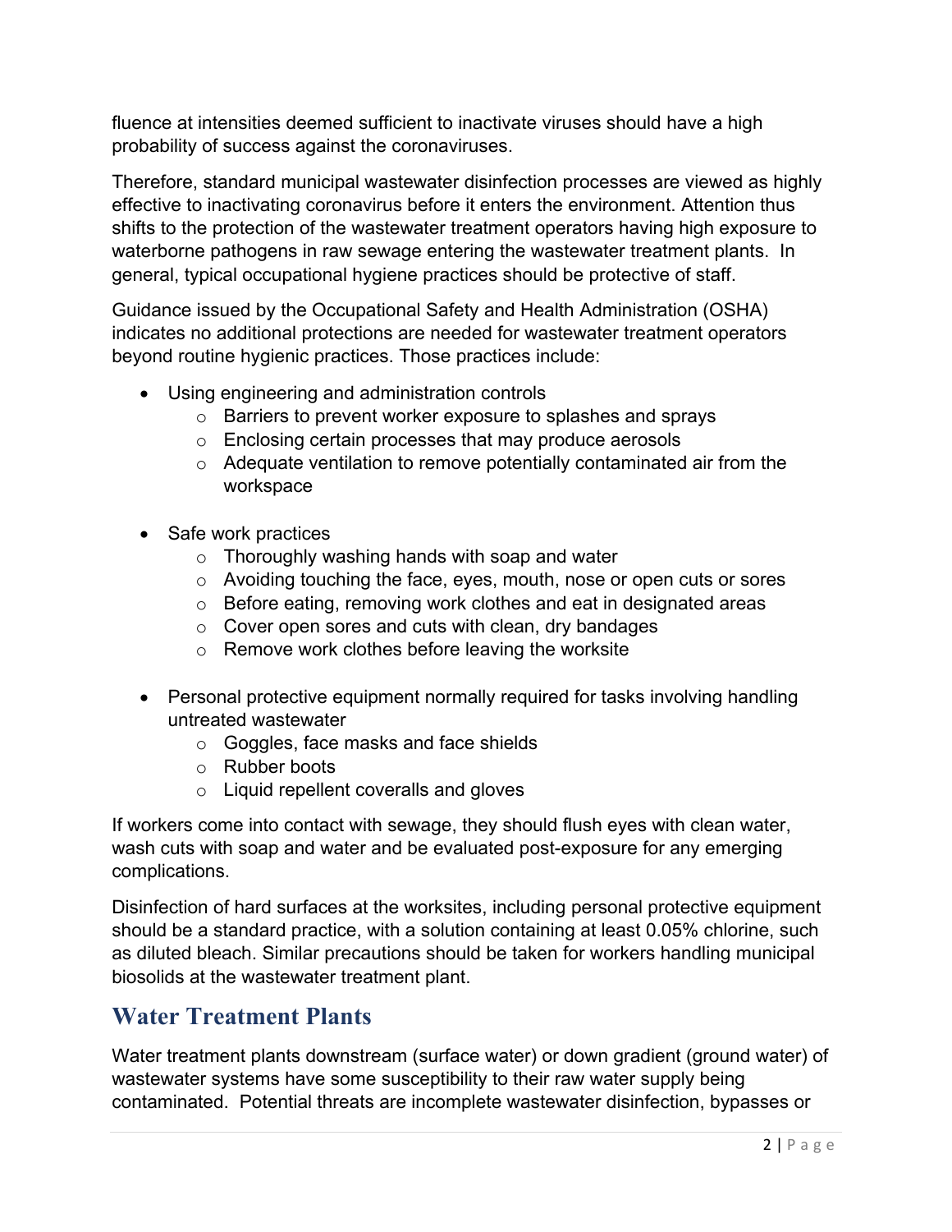fluence at intensities deemed sufficient to inactivate viruses should have a high probability of success against the coronaviruses.

Therefore, standard municipal wastewater disinfection processes are viewed as highly effective to inactivating coronavirus before it enters the environment. Attention thus shifts to the protection of the wastewater treatment operators having high exposure to waterborne pathogens in raw sewage entering the wastewater treatment plants. In general, typical occupational hygiene practices should be protective of staff.

Guidance issued by the Occupational Safety and Health Administration (OSHA) indicates no additional protections are needed for wastewater treatment operators beyond routine hygienic practices. Those practices include:

- Using engineering and administration controls
  - Barriers to prevent worker exposure to splashes and sprays
  - Enclosing certain processes that may produce aerosols
  - Adequate ventilation to remove potentially contaminated air from the workspace
- Safe work practices
  - Thoroughly washing hands with soap and water
  - Avoiding touching the face, eyes, mouth, nose or open cuts or sores
  - Before eating, removing work clothes and eat in designated areas
  - Cover open sores and cuts with clean, dry bandages
  - Remove work clothes before leaving the worksite
- Personal protective equipment normally required for tasks involving handling untreated wastewater
  - Goggles, face masks and face shields
  - Rubber boots
  - Liquid repellent coveralls and gloves

If workers come into contact with sewage, they should flush eyes with clean water, wash cuts with soap and water and be evaluated post-exposure for any emerging complications.

Disinfection of hard surfaces at the worksites, including personal protective equipment should be a standard practice, with a solution containing at least 0.05% chlorine, such as diluted bleach. Similar precautions should be taken for workers handling municipal biosolids at the wastewater treatment plant.

## Water Treatment Plants

Water treatment plants downstream (surface water) or down gradient (ground water) of wastewater systems have some susceptibility to their raw water supply being contaminated. Potential threats are incomplete wastewater disinfection, bypasses or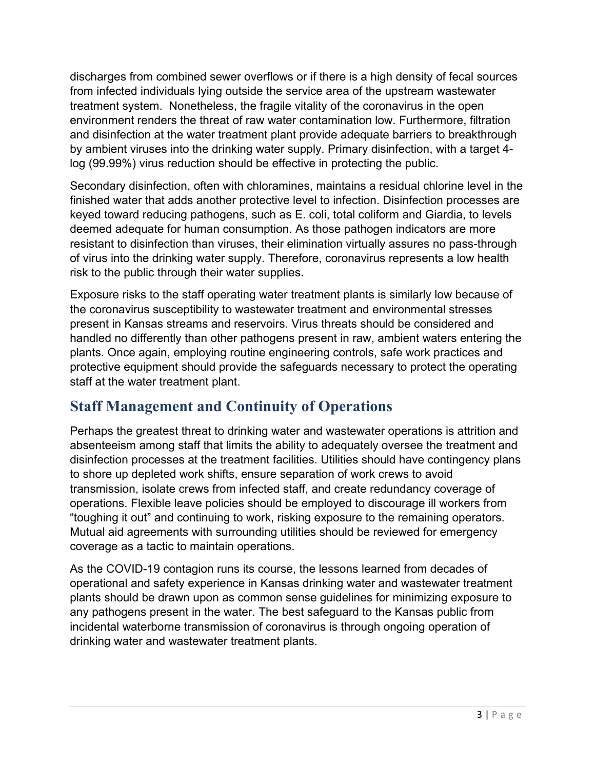discharges from combined sewer overflows or if there is a high density of fecal sources from infected individuals lying outside the service area of the upstream wastewater treatment system. Nonetheless, the fragile vitality of the coronavirus in the open environment renders the threat of raw water contamination low. Furthermore, filtration and disinfection at the water treatment plant provide adequate barriers to breakthrough by ambient viruses into the drinking water supply. Primary disinfection, with a target 4-log (99.99%) virus reduction should be effective in protecting the public.

Secondary disinfection, often with chloramines, maintains a residual chlorine level in the finished water that adds another protective level to infection. Disinfection processes are keyed toward reducing pathogens, such as E. coli, total coliform and Giardia, to levels deemed adequate for human consumption. As those pathogen indicators are more resistant to disinfection than viruses, their elimination virtually assures no pass-through of virus into the drinking water supply. Therefore, coronavirus represents a low health risk to the public through their water supplies.

Exposure risks to the staff operating water treatment plants is similarly low because of the coronavirus susceptibility to wastewater treatment and environmental stresses present in Kansas streams and reservoirs. Virus threats should be considered and handled no differently than other pathogens present in raw, ambient waters entering the plants. Once again, employing routine engineering controls, safe work practices and protective equipment should provide the safeguards necessary to protect the operating staff at the water treatment plant.

## Staff Management and Continuity of Operations

Perhaps the greatest threat to drinking water and wastewater operations is attrition and absenteeism among staff that limits the ability to adequately oversee the treatment and disinfection processes at the treatment facilities. Utilities should have contingency plans to shore up depleted work shifts, ensure separation of work crews to avoid transmission, isolate crews from infected staff, and create redundancy coverage of operations. Flexible leave policies should be employed to discourage ill workers from "toughing it out" and continuing to work, risking exposure to the remaining operators. Mutual aid agreements with surrounding utilities should be reviewed for emergency coverage as a tactic to maintain operations.

As the COVID-19 contagion runs its course, the lessons learned from decades of operational and safety experience in Kansas drinking water and wastewater treatment plants should be drawn upon as common sense guidelines for minimizing exposure to any pathogens present in the water. The best safeguard to the Kansas public from incidental waterborne transmission of coronavirus is through ongoing operation of drinking water and wastewater treatment plants.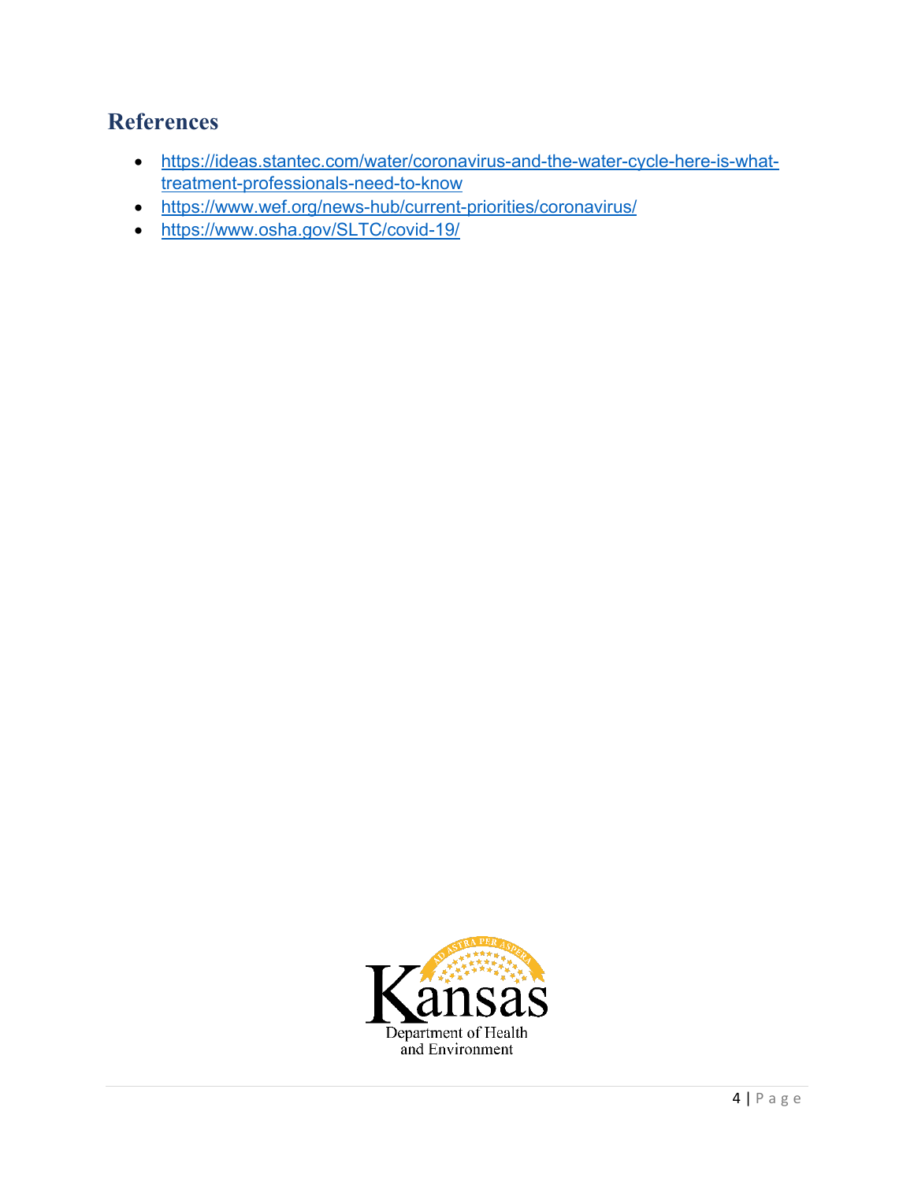## References

- https://ideas.stantec.com/water/coronavirus-and-the-water-cycle-here-is-what-treatment-professionals-need-to-know
- https://www.wef.org/news-hub/current-priorities/coronavirus/
- https://www.osha.gov/SLTC/covid-19/

Kansas Department of Health and Environment